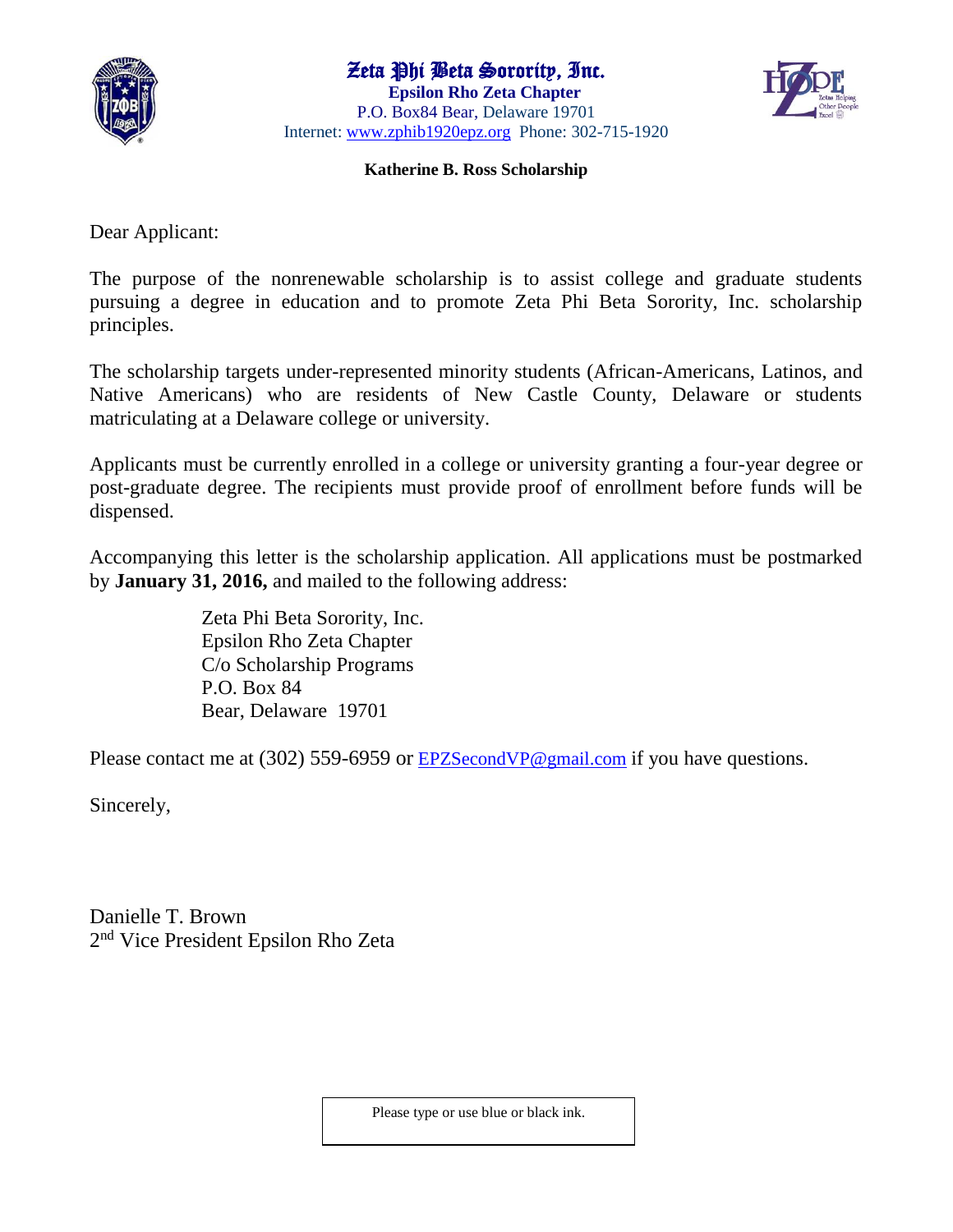# Zeta Phi Beta Sorority, Inc.

**Epsilon Rho Zeta Chapter**
P.O. Box84 Bear, Delaware 19701
Internet: www.zphib1920epz.org Phone: 302-715-1920

**Katherine B. Ross Scholarship**

Dear Applicant:

The purpose of the nonrenewable scholarship is to assist college and graduate students pursuing a degree in education and to promote Zeta Phi Beta Sorority, Inc. scholarship principles.

The scholarship targets under-represented minority students (African-Americans, Latinos, and Native Americans) who are residents of New Castle County, Delaware or students matriculating at a Delaware college or university.

Applicants must be currently enrolled in a college or university granting a four-year degree or post-graduate degree. The recipients must provide proof of enrollment before funds will be dispensed.

Accompanying this letter is the scholarship application. All applications must be postmarked by **January 31, 2016,** and mailed to the following address:

Zeta Phi Beta Sorority, Inc.
Epsilon Rho Zeta Chapter
C/o Scholarship Programs
P.O. Box 84
Bear, Delaware 19701

Please contact me at (302) 559-6959 or EPZSecondVP@gmail.com if you have questions.

Sincerely,

Danielle T. Brown
2nd Vice President Epsilon Rho Zeta

Please type or use blue or black ink.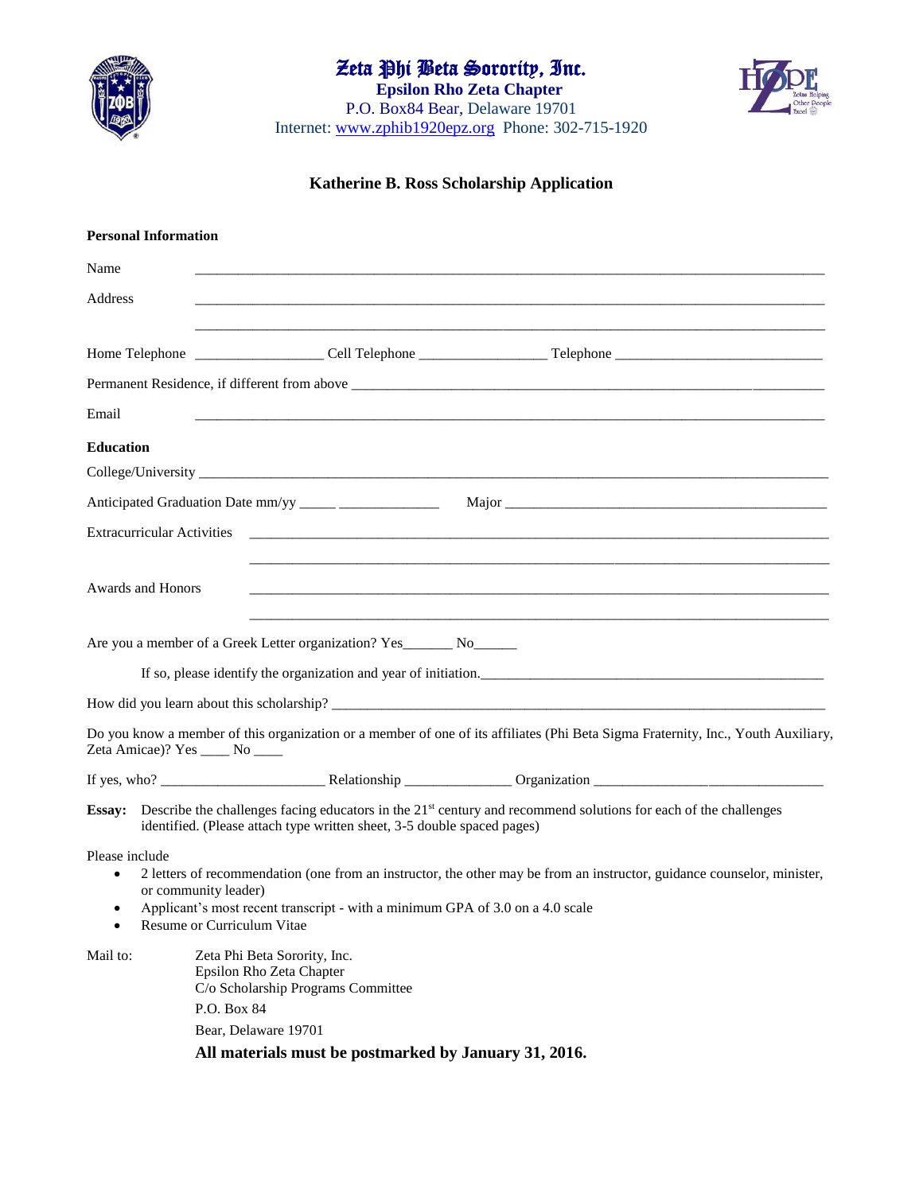# Zeta Phi Beta Sorority, Inc.

**Epsilon Rho Zeta Chapter**
P.O. Box84 Bear, Delaware 19701
Internet: www.zphib1920epz.org Phone: 302-715-1920

## Katherine B. Ross Scholarship Application

**Personal Information**

Name ____________________________________________

Address ____________________________________________

____________________________________________

Home Telephone _________________ Cell Telephone _________________ Telephone ____________________________

Permanent Residence, if different from above ____________________________________________

Email ____________________________________________

**Education**

College/University ____________________________________________

Anticipated Graduation Date mm/yy _____ ______________ Major ____________________________________________

Extracurricular Activities ____________________________________________

____________________________________________

Awards and Honors ____________________________________________

____________________________________________

Are you a member of a Greek Letter organization? Yes_______ No______

If so, please identify the organization and year of initiation.____________________________________________

How did you learn about this scholarship? ____________________________________________

Do you know a member of this organization or a member of one of its affiliates (Phi Beta Sigma Fraternity, Inc., Youth Auxiliary, Zeta Amicae)? Yes ____ No ____

If yes, who? _______________________ Relationship _______________ Organization ________________________________

**Essay:** Describe the challenges facing educators in the 21st century and recommend solutions for each of the challenges identified. (Please attach type written sheet, 3-5 double spaced pages)

Please include

- 2 letters of recommendation (one from an instructor, the other may be from an instructor, guidance counselor, minister, or community leader)
- Applicant's most recent transcript - with a minimum GPA of 3.0 on a 4.0 scale
- Resume or Curriculum Vitae

Mail to:

Zeta Phi Beta Sorority, Inc.
Epsilon Rho Zeta Chapter
C/o Scholarship Programs Committee
P.O. Box 84
Bear, Delaware 19701

**All materials must be postmarked by January 31, 2016.**